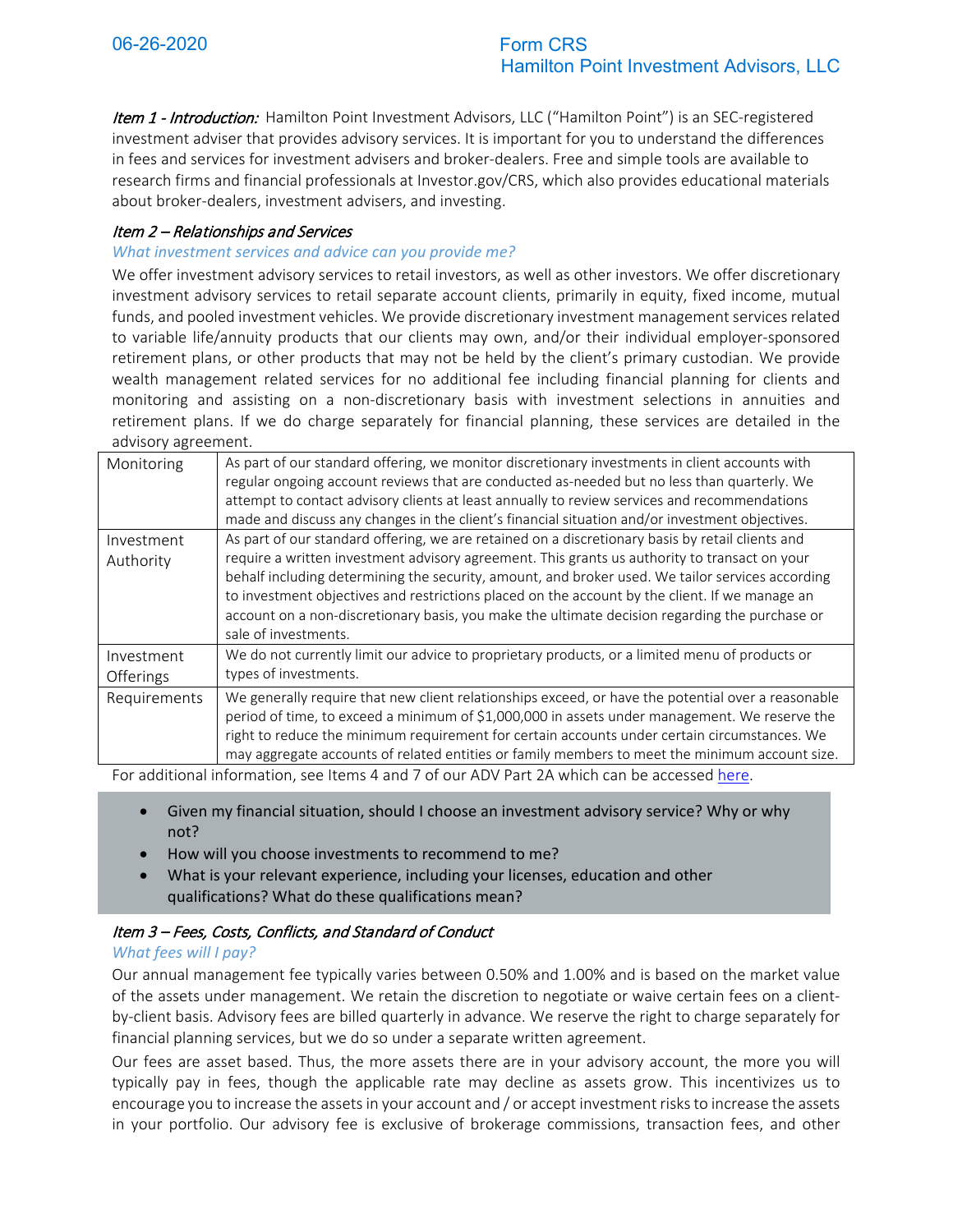06-26-2020

# Form CRS
## Hamilton Point Investment Advisors, LLC

*Item 1 - Introduction:* Hamilton Point Investment Advisors, LLC ("Hamilton Point") is an SEC-registered investment adviser that provides advisory services. It is important for you to understand the differences in fees and services for investment advisers and broker-dealers. Free and simple tools are available to research firms and financial professionals at Investor.gov/CRS, which also provides educational materials about broker-dealers, investment advisers, and investing.

### *Item 2 – Relationships and Services*

*What investment services and advice can you provide me?*

We offer investment advisory services to retail investors, as well as other investors. We offer discretionary investment advisory services to retail separate account clients, primarily in equity, fixed income, mutual funds, and pooled investment vehicles. We provide discretionary investment management services related to variable life/annuity products that our clients may own, and/or their individual employer-sponsored retirement plans, or other products that may not be held by the client's primary custodian. We provide wealth management related services for no additional fee including financial planning for clients and monitoring and assisting on a non-discretionary basis with investment selections in annuities and retirement plans. If we do charge separately for financial planning, these services are detailed in the advisory agreement.

| | |
|---|---|
| Monitoring | As part of our standard offering, we monitor discretionary investments in client accounts with regular ongoing account reviews that are conducted as-needed but no less than quarterly. We attempt to contact advisory clients at least annually to review services and recommendations made and discuss any changes in the client's financial situation and/or investment objectives. |
| Investment Authority | As part of our standard offering, we are retained on a discretionary basis by retail clients and require a written investment advisory agreement. This grants us authority to transact on your behalf including determining the security, amount, and broker used. We tailor services according to investment objectives and restrictions placed on the account by the client. If we manage an account on a non-discretionary basis, you make the ultimate decision regarding the purchase or sale of investments. |
| Investment Offerings | We do not currently limit our advice to proprietary products, or a limited menu of products or types of investments. |
| Requirements | We generally require that new client relationships exceed, or have the potential over a reasonable period of time, to exceed a minimum of $1,000,000 in assets under management. We reserve the right to reduce the minimum requirement for certain accounts under certain circumstances. We may aggregate accounts of related entities or family members to meet the minimum account size. |

For additional information, see Items 4 and 7 of our ADV Part 2A which can be accessed here.

- Given my financial situation, should I choose an investment advisory service? Why or why not?
- How will you choose investments to recommend to me?
- What is your relevant experience, including your licenses, education and other qualifications? What do these qualifications mean?

### *Item 3 – Fees, Costs, Conflicts, and Standard of Conduct*

*What fees will I pay?*

Our annual management fee typically varies between 0.50% and 1.00% and is based on the market value of the assets under management. We retain the discretion to negotiate or waive certain fees on a client-by-client basis. Advisory fees are billed quarterly in advance. We reserve the right to charge separately for financial planning services, but we do so under a separate written agreement.

Our fees are asset based. Thus, the more assets there are in your advisory account, the more you will typically pay in fees, though the applicable rate may decline as assets grow. This incentivizes us to encourage you to increase the assets in your account and / or accept investment risks to increase the assets in your portfolio. Our advisory fee is exclusive of brokerage commissions, transaction fees, and other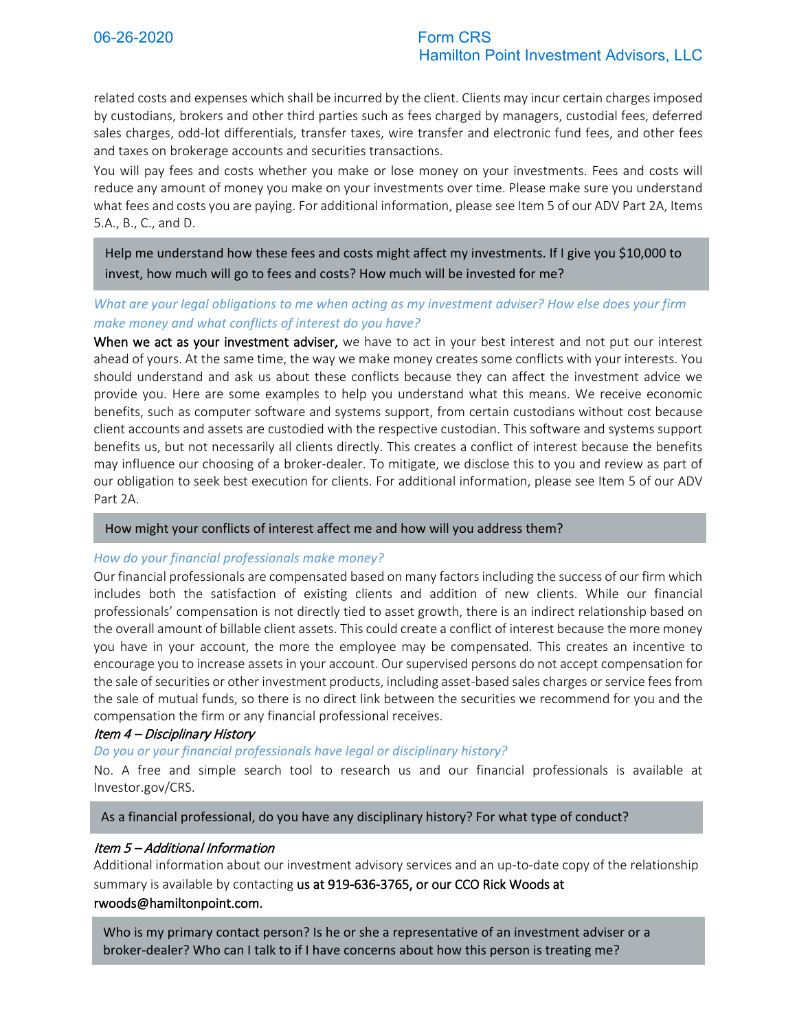related costs and expenses which shall be incurred by the client. Clients may incur certain charges imposed by custodians, brokers and other third parties such as fees charged by managers, custodial fees, deferred sales charges, odd-lot differentials, transfer taxes, wire transfer and electronic fund fees, and other fees and taxes on brokerage accounts and securities transactions.

You will pay fees and costs whether you make or lose money on your investments. Fees and costs will reduce any amount of money you make on your investments over time. Please make sure you understand what fees and costs you are paying. For additional information, please see Item 5 of our ADV Part 2A, Items 5.A., B., C., and D.

> Help me understand how these fees and costs might affect my investments. If I give you $10,000 to invest, how much will go to fees and costs? How much will be invested for me?

*What are your legal obligations to me when acting as my investment adviser? How else does your firm make money and what conflicts of interest do you have?*

**When we act as your investment adviser,** we have to act in your best interest and not put our interest ahead of yours. At the same time, the way we make money creates some conflicts with your interests. You should understand and ask us about these conflicts because they can affect the investment advice we provide you. Here are some examples to help you understand what this means. We receive economic benefits, such as computer software and systems support, from certain custodians without cost because client accounts and assets are custodied with the respective custodian. This software and systems support benefits us, but not necessarily all clients directly. This creates a conflict of interest because the benefits may influence our choosing of a broker-dealer. To mitigate, we disclose this to you and review as part of our obligation to seek best execution for clients. For additional information, please see Item 5 of our ADV Part 2A.

> How might your conflicts of interest affect me and how will you address them?

*How do your financial professionals make money?*

Our financial professionals are compensated based on many factors including the success of our firm which includes both the satisfaction of existing clients and addition of new clients. While our financial professionals' compensation is not directly tied to asset growth, there is an indirect relationship based on the overall amount of billable client assets. This could create a conflict of interest because the more money you have in your account, the more the employee may be compensated. This creates an incentive to encourage you to increase assets in your account. Our supervised persons do not accept compensation for the sale of securities or other investment products, including asset-based sales charges or service fees from the sale of mutual funds, so there is no direct link between the securities we recommend for you and the compensation the firm or any financial professional receives.

### *Item 4 – Disciplinary History*

*Do you or your financial professionals have legal or disciplinary history?*

No. A free and simple search tool to research us and our financial professionals is available at Investor.gov/CRS.

> As a financial professional, do you have any disciplinary history? For what type of conduct?

### *Item 5 – Additional Information*

Additional information about our investment advisory services and an up-to-date copy of the relationship summary is available by contacting us at 919-636-3765, or our CCO Rick Woods at rwoods@hamiltonpoint.com.

> Who is my primary contact person? Is he or she a representative of an investment adviser or a broker-dealer? Who can I talk to if I have concerns about how this person is treating me?